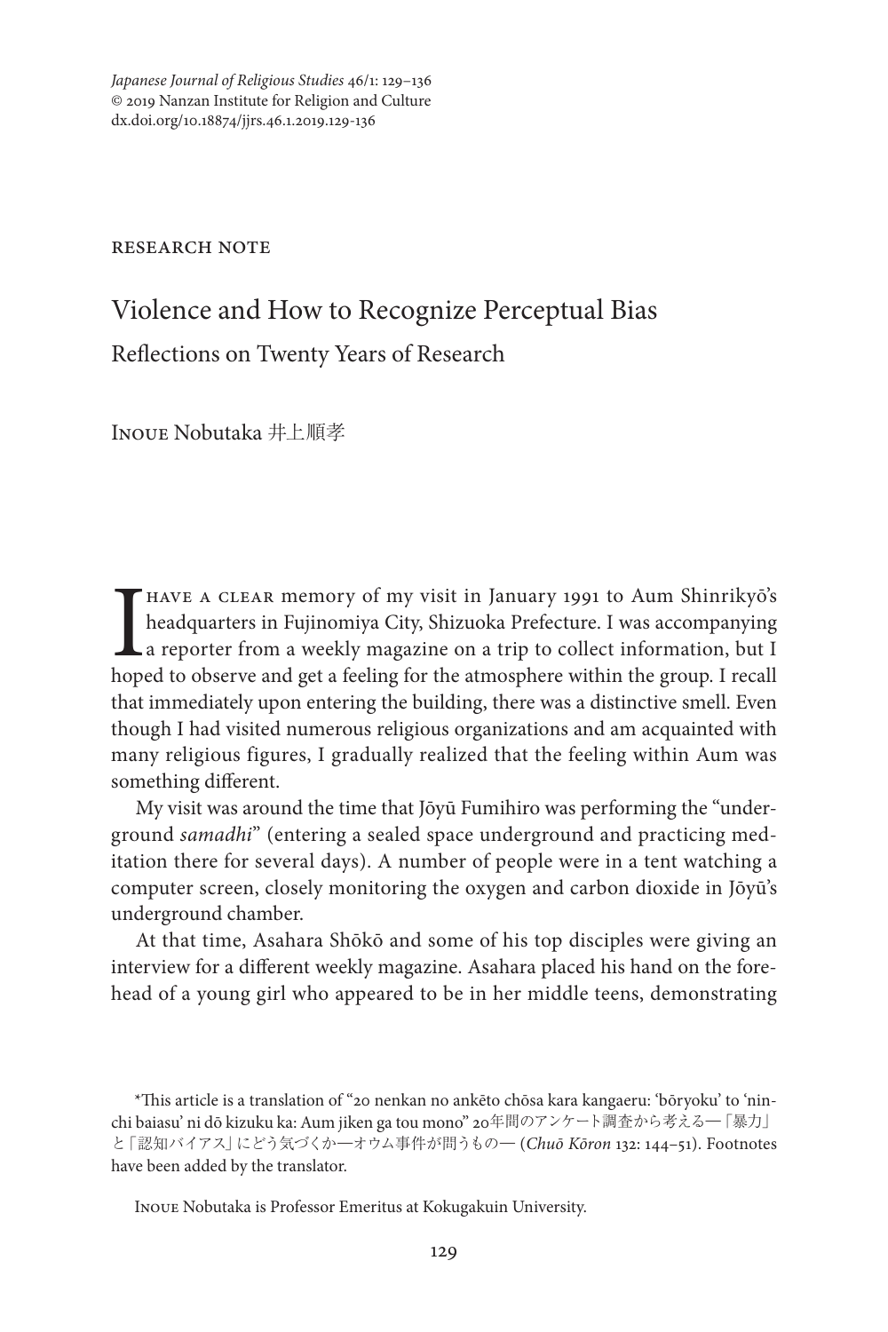*Japanese Journal of Religious Studies* 46/1: 129–136
© 2019 Nanzan Institute for Religion and Culture
dx.doi.org/10.18874/jjrs.46.1.2019.129-136

RESEARCH NOTE

# Violence and How to Recognize Perceptual Bias

## Reflections on Twenty Years of Research

Inoue Nobutaka 井上順孝

I have a clear memory of my visit in January 1991 to Aum Shinrikyō's headquarters in Fujinomiya City, Shizuoka Prefecture. I was accompanying a reporter from a weekly magazine on a trip to collect information, but I hoped to observe and get a feeling for the atmosphere within the group. I recall that immediately upon entering the building, there was a distinctive smell. Even though I had visited numerous religious organizations and am acquainted with many religious figures, I gradually realized that the feeling within Aum was something different.

My visit was around the time that Jōyū Fumihiro was performing the "underground *samadhi*" (entering a sealed space underground and practicing meditation there for several days). A number of people were in a tent watching a computer screen, closely monitoring the oxygen and carbon dioxide in Jōyū's underground chamber.

At that time, Asahara Shōkō and some of his top disciples were giving an interview for a different weekly magazine. Asahara placed his hand on the forehead of a young girl who appeared to be in her middle teens, demonstrating

\*This article is a translation of "20 nenkan no ankēto chōsa kara kangaeru: 'bōryoku' to 'ninchi baiasu' ni dō kizuku ka: Aum jiken ga tou mono" 20年間のアンケート調査から考える―「暴力」と「認知バイアス」にどう気づくか―オウム事件が問うもの― (*Chuō Kōron* 132: 144–51). Footnotes have been added by the translator.

Inoue Nobutaka is Professor Emeritus at Kokugakuin University.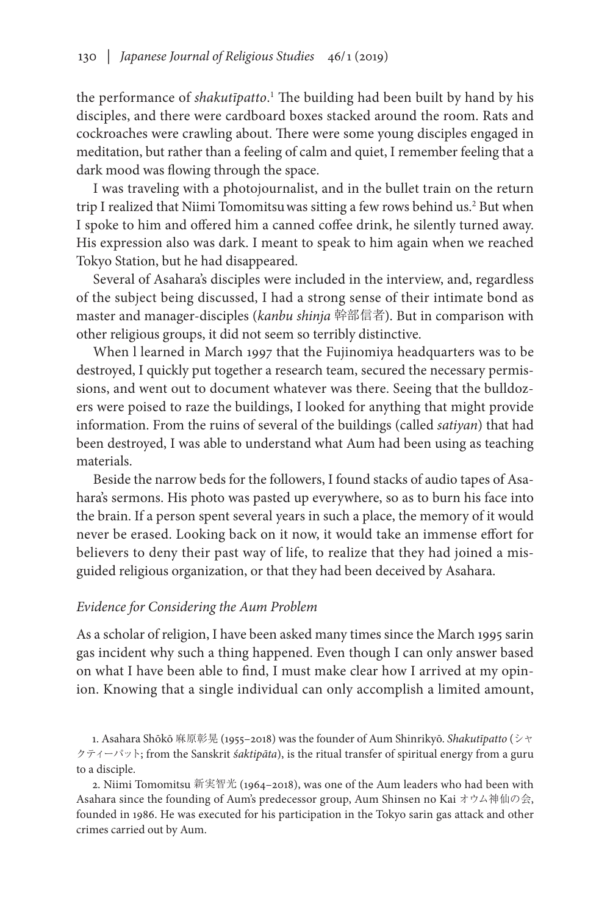the performance of *shakutīpatto*.[1] The building had been built by hand by his disciples, and there were cardboard boxes stacked around the room. Rats and cockroaches were crawling about. There were some young disciples engaged in meditation, but rather than a feeling of calm and quiet, I remember feeling that a dark mood was flowing through the space.

I was traveling with a photojournalist, and in the bullet train on the return trip I realized that Niimi Tomomitsu was sitting a few rows behind us.[2] But when I spoke to him and offered him a canned coffee drink, he silently turned away. His expression also was dark. I meant to speak to him again when we reached Tokyo Station, but he had disappeared.

Several of Asahara's disciples were included in the interview, and, regardless of the subject being discussed, I had a strong sense of their intimate bond as master and manager-disciples (*kanbu shinja* 幹部信者). But in comparison with other religious groups, it did not seem so terribly distinctive.

When l learned in March 1997 that the Fujinomiya headquarters was to be destroyed, I quickly put together a research team, secured the necessary permissions, and went out to document whatever was there. Seeing that the bulldozers were poised to raze the buildings, I looked for anything that might provide information. From the ruins of several of the buildings (called *satiyan*) that had been destroyed, I was able to understand what Aum had been using as teaching materials.

Beside the narrow beds for the followers, I found stacks of audio tapes of Asahara's sermons. His photo was pasted up everywhere, so as to burn his face into the brain. If a person spent several years in such a place, the memory of it would never be erased. Looking back on it now, it would take an immense effort for believers to deny their past way of life, to realize that they had joined a misguided religious organization, or that they had been deceived by Asahara.

### *Evidence for Considering the Aum Problem*

As a scholar of religion, I have been asked many times since the March 1995 sarin gas incident why such a thing happened. Even though I can only answer based on what I have been able to find, I must make clear how I arrived at my opinion. Knowing that a single individual can only accomplish a limited amount,

1. Asahara Shōkō 麻原彰晃 (1955–2018) was the founder of Aum Shinrikyō. *Shakutīpatto* (シャクティーパット; from the Sanskrit *śaktipāta*), is the ritual transfer of spiritual energy from a guru to a disciple.

2. Niimi Tomomitsu 新実智光 (1964–2018), was one of the Aum leaders who had been with Asahara since the founding of Aum's predecessor group, Aum Shinsen no Kai オウム神仙の会, founded in 1986. He was executed for his participation in the Tokyo sarin gas attack and other crimes carried out by Aum.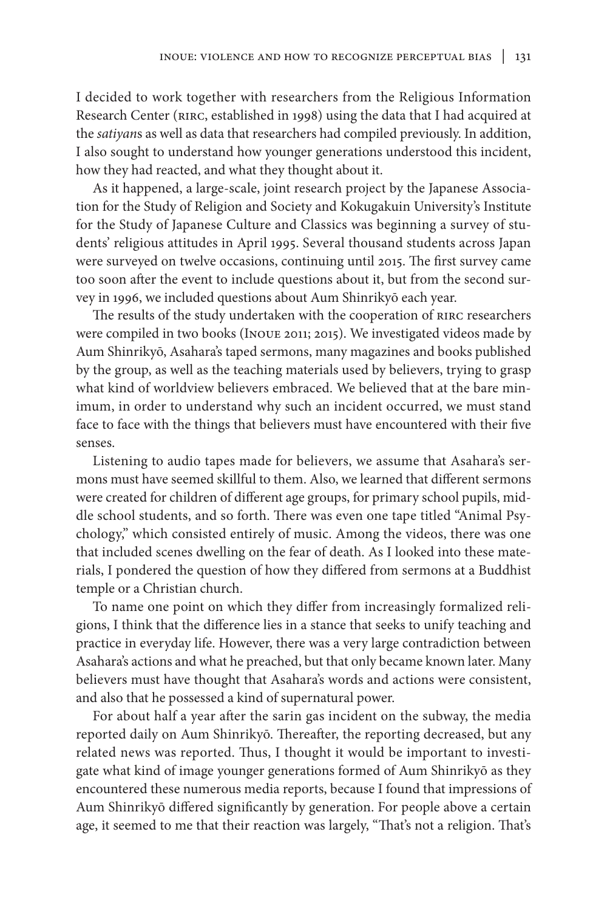I decided to work together with researchers from the Religious Information Research Center (RIRC, established in 1998) using the data that I had acquired at the *satiyan*s as well as data that researchers had compiled previously. In addition, I also sought to understand how younger generations understood this incident, how they had reacted, and what they thought about it.

As it happened, a large-scale, joint research project by the Japanese Association for the Study of Religion and Society and Kokugakuin University's Institute for the Study of Japanese Culture and Classics was beginning a survey of students' religious attitudes in April 1995. Several thousand students across Japan were surveyed on twelve occasions, continuing until 2015. The first survey came too soon after the event to include questions about it, but from the second survey in 1996, we included questions about Aum Shinrikyō each year.

The results of the study undertaken with the cooperation of RIRC researchers were compiled in two books (Inoue 2011; 2015). We investigated videos made by Aum Shinrikyō, Asahara's taped sermons, many magazines and books published by the group, as well as the teaching materials used by believers, trying to grasp what kind of worldview believers embraced. We believed that at the bare minimum, in order to understand why such an incident occurred, we must stand face to face with the things that believers must have encountered with their five senses.

Listening to audio tapes made for believers, we assume that Asahara's sermons must have seemed skillful to them. Also, we learned that different sermons were created for children of different age groups, for primary school pupils, middle school students, and so forth. There was even one tape titled "Animal Psychology," which consisted entirely of music. Among the videos, there was one that included scenes dwelling on the fear of death. As I looked into these materials, I pondered the question of how they differed from sermons at a Buddhist temple or a Christian church.

To name one point on which they differ from increasingly formalized religions, I think that the difference lies in a stance that seeks to unify teaching and practice in everyday life. However, there was a very large contradiction between Asahara's actions and what he preached, but that only became known later. Many believers must have thought that Asahara's words and actions were consistent, and also that he possessed a kind of supernatural power.

For about half a year after the sarin gas incident on the subway, the media reported daily on Aum Shinrikyō. Thereafter, the reporting decreased, but any related news was reported. Thus, I thought it would be important to investigate what kind of image younger generations formed of Aum Shinrikyō as they encountered these numerous media reports, because I found that impressions of Aum Shinrikyō differed significantly by generation. For people above a certain age, it seemed to me that their reaction was largely, "That's not a religion. That's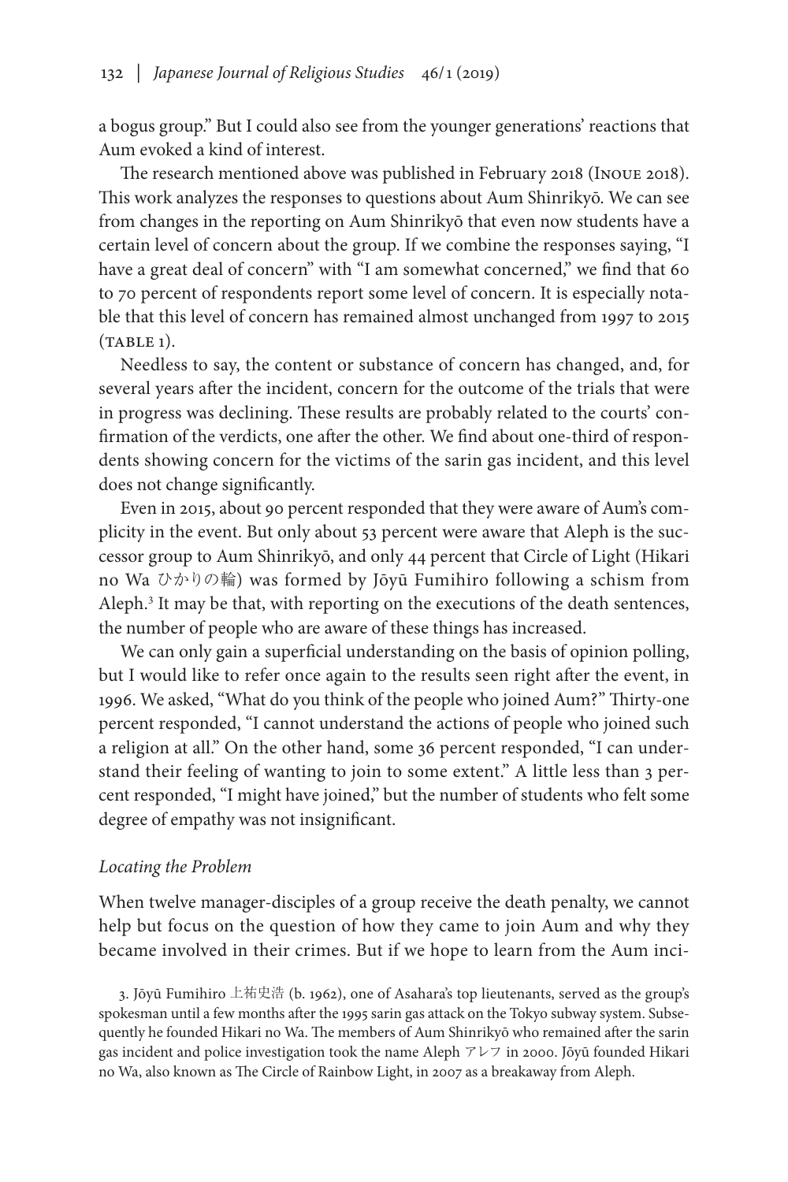a bogus group." But I could also see from the younger generations' reactions that Aum evoked a kind of interest.

The research mentioned above was published in February 2018 (Inoue 2018). This work analyzes the responses to questions about Aum Shinrikyō. We can see from changes in the reporting on Aum Shinrikyō that even now students have a certain level of concern about the group. If we combine the responses saying, "I have a great deal of concern" with "I am somewhat concerned," we find that 60 to 70 percent of respondents report some level of concern. It is especially notable that this level of concern has remained almost unchanged from 1997 to 2015 (table 1).

Needless to say, the content or substance of concern has changed, and, for several years after the incident, concern for the outcome of the trials that were in progress was declining. These results are probably related to the courts' confirmation of the verdicts, one after the other. We find about one-third of respondents showing concern for the victims of the sarin gas incident, and this level does not change significantly.

Even in 2015, about 90 percent responded that they were aware of Aum's complicity in the event. But only about 53 percent were aware that Aleph is the successor group to Aum Shinrikyō, and only 44 percent that Circle of Light (Hikari no Wa ひかりの輪) was formed by Jōyū Fumihiro following a schism from Aleph.[3] It may be that, with reporting on the executions of the death sentences, the number of people who are aware of these things has increased.

We can only gain a superficial understanding on the basis of opinion polling, but I would like to refer once again to the results seen right after the event, in 1996. We asked, "What do you think of the people who joined Aum?" Thirty-one percent responded, "I cannot understand the actions of people who joined such a religion at all." On the other hand, some 36 percent responded, "I can understand their feeling of wanting to join to some extent." A little less than 3 percent responded, "I might have joined," but the number of students who felt some degree of empathy was not insignificant.

*Locating the Problem*

When twelve manager-disciples of a group receive the death penalty, we cannot help but focus on the question of how they came to join Aum and why they became involved in their crimes. But if we hope to learn from the Aum inci-

3. Jōyū Fumihiro 上祐史浩 (b. 1962), one of Asahara's top lieutenants, served as the group's spokesman until a few months after the 1995 sarin gas attack on the Tokyo subway system. Subsequently he founded Hikari no Wa. The members of Aum Shinrikyō who remained after the sarin gas incident and police investigation took the name Aleph アレフ in 2000. Jōyū founded Hikari no Wa, also known as The Circle of Rainbow Light, in 2007 as a breakaway from Aleph.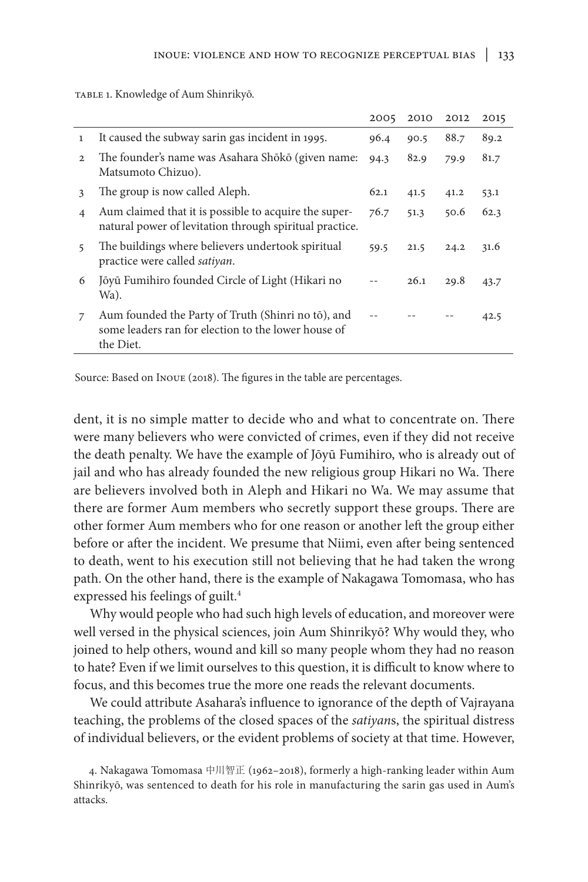Table 1. Knowledge of Aum Shinrikyō.

| | | 2005 | 2010 | 2012 | 2015 |
|---|---|---|---|---|---|
| 1 | It caused the subway sarin gas incident in 1995. | 96.4 | 90.5 | 88.7 | 89.2 |
| 2 | The founder's name was Asahara Shōkō (given name: Matsumoto Chizuo). | 94.3 | 82.9 | 79.9 | 81.7 |
| 3 | The group is now called Aleph. | 62.1 | 41.5 | 41.2 | 53.1 |
| 4 | Aum claimed that it is possible to acquire the supernatural power of levitation through spiritual practice. | 76.7 | 51.3 | 50.6 | 62.3 |
| 5 | The buildings where believers undertook spiritual practice were called *satiyan*. | 59.5 | 21.5 | 24.2 | 31.6 |
| 6 | Jōyū Fumihiro founded Circle of Light (Hikari no Wa). | -- | 26.1 | 29.8 | 43.7 |
| 7 | Aum founded the Party of Truth (Shinri no tō), and some leaders ran for election to the lower house of the Diet. | -- | -- | -- | 42.5 |

Source: Based on Inoue (2018). The figures in the table are percentages.

dent, it is no simple matter to decide who and what to concentrate on. There were many believers who were convicted of crimes, even if they did not receive the death penalty. We have the example of Jōyū Fumihiro, who is already out of jail and who has already founded the new religious group Hikari no Wa. There are believers involved both in Aleph and Hikari no Wa. We may assume that there are former Aum members who secretly support these groups. There are other former Aum members who for one reason or another left the group either before or after the incident. We presume that Niimi, even after being sentenced to death, went to his execution still not believing that he had taken the wrong path. On the other hand, there is the example of Nakagawa Tomomasa, who has expressed his feelings of guilt.[4]

Why would people who had such high levels of education, and moreover were well versed in the physical sciences, join Aum Shinrikyō? Why would they, who joined to help others, wound and kill so many people whom they had no reason to hate? Even if we limit ourselves to this question, it is difficult to know where to focus, and this becomes true the more one reads the relevant documents.

We could attribute Asahara's influence to ignorance of the depth of Vajrayana teaching, the problems of the closed spaces of the *satiyan*s, the spiritual distress of individual believers, or the evident problems of society at that time. However,

4. Nakagawa Tomomasa 中川智正 (1962–2018), formerly a high-ranking leader within Aum Shinrikyō, was sentenced to death for his role in manufacturing the sarin gas used in Aum's attacks.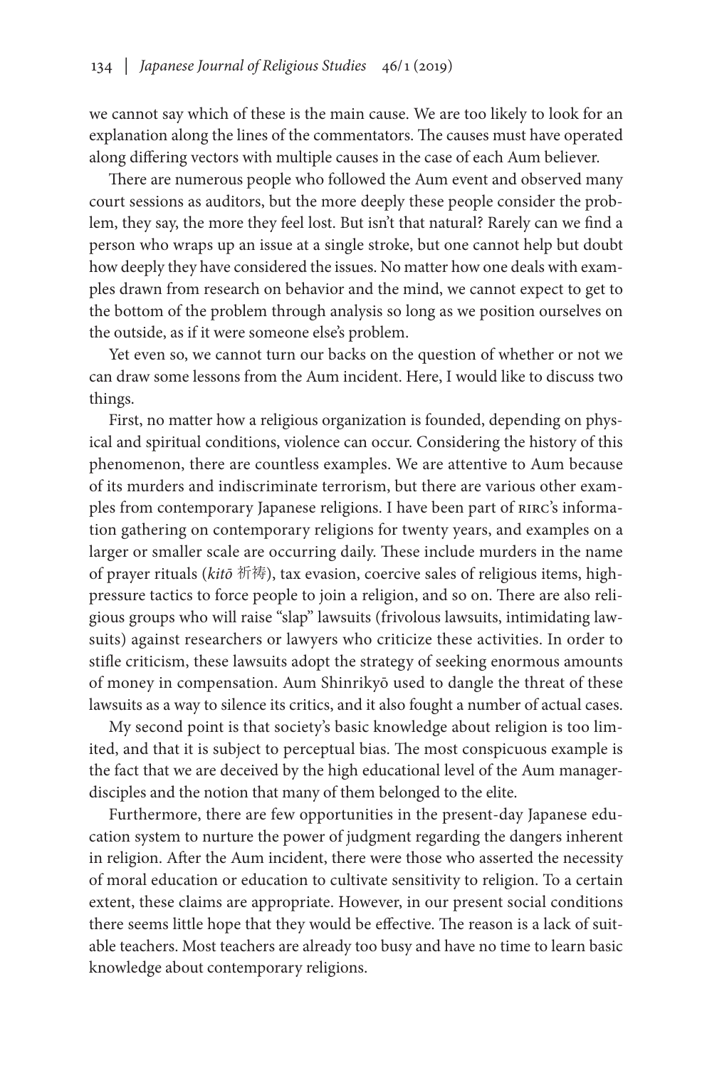we cannot say which of these is the main cause. We are too likely to look for an explanation along the lines of the commentators. The causes must have operated along differing vectors with multiple causes in the case of each Aum believer.

There are numerous people who followed the Aum event and observed many court sessions as auditors, but the more deeply these people consider the problem, they say, the more they feel lost. But isn't that natural? Rarely can we find a person who wraps up an issue at a single stroke, but one cannot help but doubt how deeply they have considered the issues. No matter how one deals with examples drawn from research on behavior and the mind, we cannot expect to get to the bottom of the problem through analysis so long as we position ourselves on the outside, as if it were someone else's problem.

Yet even so, we cannot turn our backs on the question of whether or not we can draw some lessons from the Aum incident. Here, I would like to discuss two things.

First, no matter how a religious organization is founded, depending on physical and spiritual conditions, violence can occur. Considering the history of this phenomenon, there are countless examples. We are attentive to Aum because of its murders and indiscriminate terrorism, but there are various other examples from contemporary Japanese religions. I have been part of RIRC's information gathering on contemporary religions for twenty years, and examples on a larger or smaller scale are occurring daily. These include murders in the name of prayer rituals (*kitō* 祈祷), tax evasion, coercive sales of religious items, high-pressure tactics to force people to join a religion, and so on. There are also religious groups who will raise "slap" lawsuits (frivolous lawsuits, intimidating lawsuits) against researchers or lawyers who criticize these activities. In order to stifle criticism, these lawsuits adopt the strategy of seeking enormous amounts of money in compensation. Aum Shinrikyō used to dangle the threat of these lawsuits as a way to silence its critics, and it also fought a number of actual cases.

My second point is that society's basic knowledge about religion is too limited, and that it is subject to perceptual bias. The most conspicuous example is the fact that we are deceived by the high educational level of the Aum manager-disciples and the notion that many of them belonged to the elite.

Furthermore, there are few opportunities in the present-day Japanese education system to nurture the power of judgment regarding the dangers inherent in religion. After the Aum incident, there were those who asserted the necessity of moral education or education to cultivate sensitivity to religion. To a certain extent, these claims are appropriate. However, in our present social conditions there seems little hope that they would be effective. The reason is a lack of suitable teachers. Most teachers are already too busy and have no time to learn basic knowledge about contemporary religions.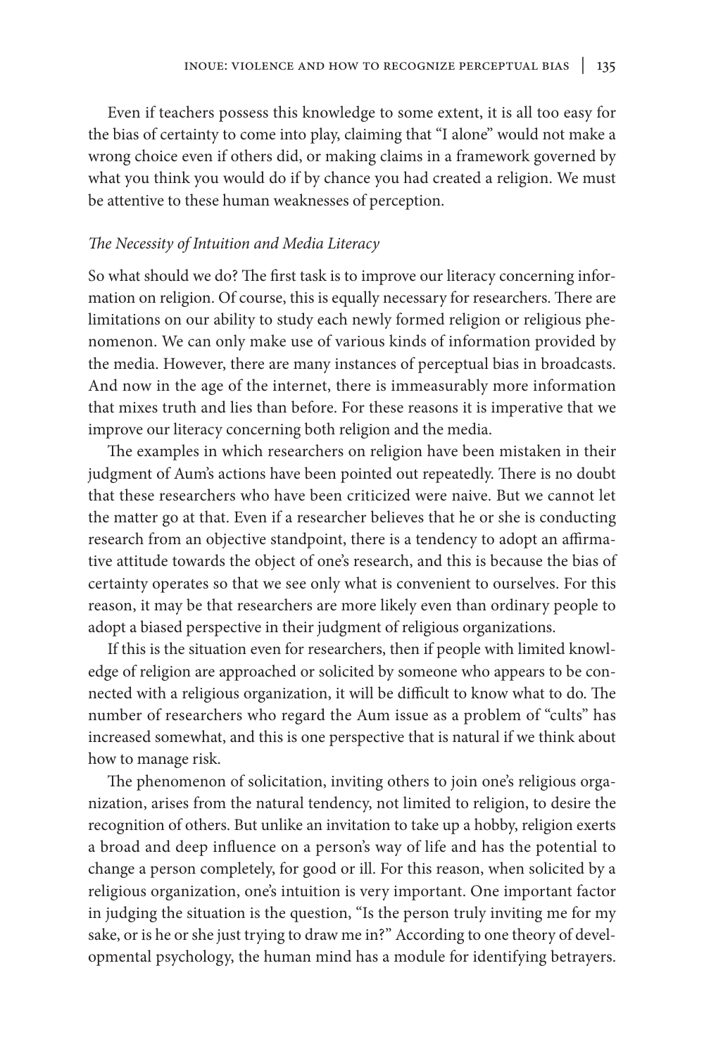Even if teachers possess this knowledge to some extent, it is all too easy for the bias of certainty to come into play, claiming that "I alone" would not make a wrong choice even if others did, or making claims in a framework governed by what you think you would do if by chance you had created a religion. We must be attentive to these human weaknesses of perception.

### *The Necessity of Intuition and Media Literacy*

So what should we do? The first task is to improve our literacy concerning information on religion. Of course, this is equally necessary for researchers. There are limitations on our ability to study each newly formed religion or religious phenomenon. We can only make use of various kinds of information provided by the media. However, there are many instances of perceptual bias in broadcasts. And now in the age of the internet, there is immeasurably more information that mixes truth and lies than before. For these reasons it is imperative that we improve our literacy concerning both religion and the media.

The examples in which researchers on religion have been mistaken in their judgment of Aum's actions have been pointed out repeatedly. There is no doubt that these researchers who have been criticized were naive. But we cannot let the matter go at that. Even if a researcher believes that he or she is conducting research from an objective standpoint, there is a tendency to adopt an affirmative attitude towards the object of one's research, and this is because the bias of certainty operates so that we see only what is convenient to ourselves. For this reason, it may be that researchers are more likely even than ordinary people to adopt a biased perspective in their judgment of religious organizations.

If this is the situation even for researchers, then if people with limited knowledge of religion are approached or solicited by someone who appears to be connected with a religious organization, it will be difficult to know what to do. The number of researchers who regard the Aum issue as a problem of "cults" has increased somewhat, and this is one perspective that is natural if we think about how to manage risk.

The phenomenon of solicitation, inviting others to join one's religious organization, arises from the natural tendency, not limited to religion, to desire the recognition of others. But unlike an invitation to take up a hobby, religion exerts a broad and deep influence on a person's way of life and has the potential to change a person completely, for good or ill. For this reason, when solicited by a religious organization, one's intuition is very important. One important factor in judging the situation is the question, "Is the person truly inviting me for my sake, or is he or she just trying to draw me in?" According to one theory of developmental psychology, the human mind has a module for identifying betrayers.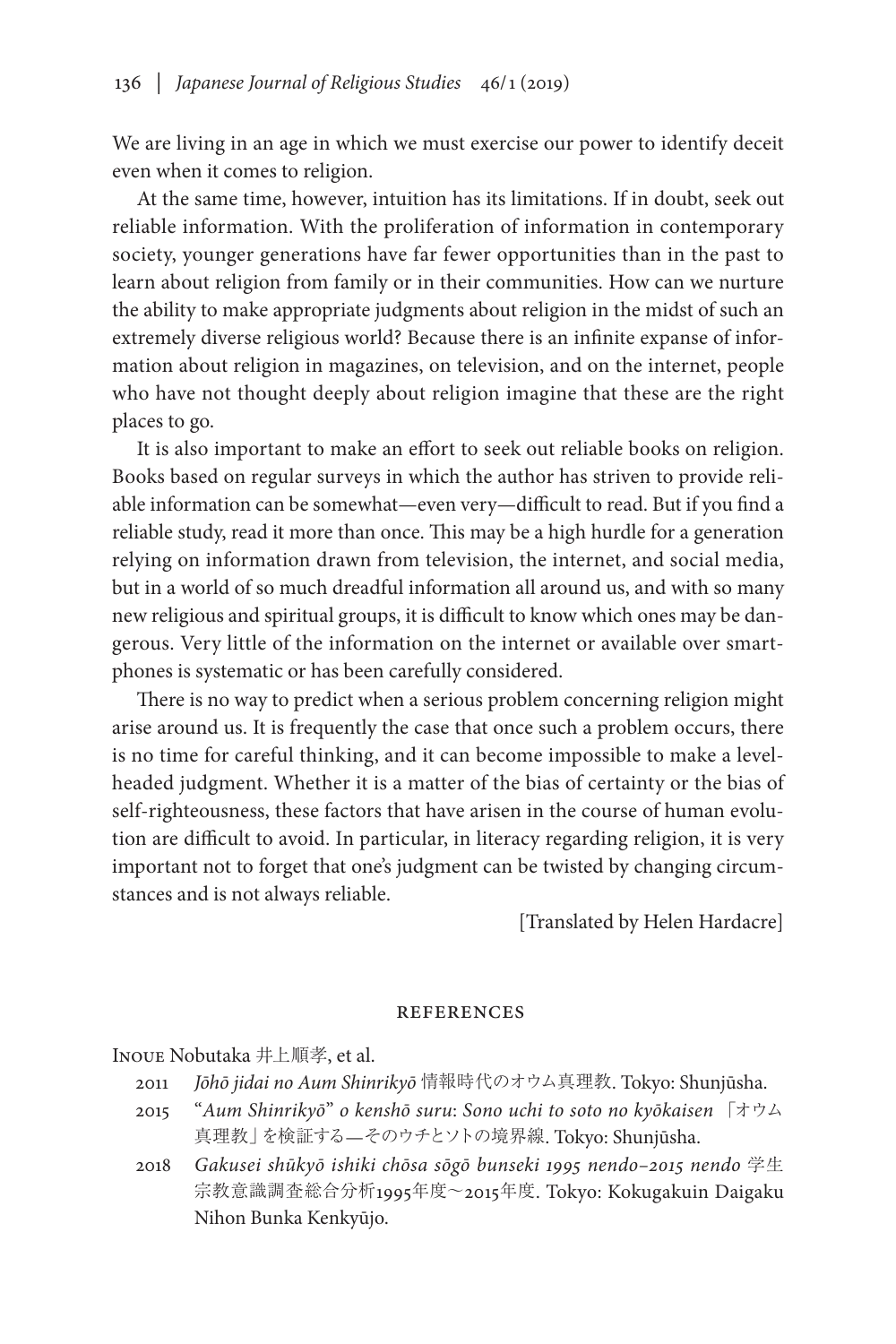We are living in an age in which we must exercise our power to identify deceit even when it comes to religion.

At the same time, however, intuition has its limitations. If in doubt, seek out reliable information. With the proliferation of information in contemporary society, younger generations have far fewer opportunities than in the past to learn about religion from family or in their communities. How can we nurture the ability to make appropriate judgments about religion in the midst of such an extremely diverse religious world? Because there is an infinite expanse of information about religion in magazines, on television, and on the internet, people who have not thought deeply about religion imagine that these are the right places to go.

It is also important to make an effort to seek out reliable books on religion. Books based on regular surveys in which the author has striven to provide reliable information can be somewhat—even very—difficult to read. But if you find a reliable study, read it more than once. This may be a high hurdle for a generation relying on information drawn from television, the internet, and social media, but in a world of so much dreadful information all around us, and with so many new religious and spiritual groups, it is difficult to know which ones may be dangerous. Very little of the information on the internet or available over smartphones is systematic or has been carefully considered.

There is no way to predict when a serious problem concerning religion might arise around us. It is frequently the case that once such a problem occurs, there is no time for careful thinking, and it can become impossible to make a levelheaded judgment. Whether it is a matter of the bias of certainty or the bias of self-righteousness, these factors that have arisen in the course of human evolution are difficult to avoid. In particular, in literacy regarding religion, it is very important not to forget that one's judgment can be twisted by changing circumstances and is not always reliable.

[Translated by Helen Hardacre]

## REFERENCES

Inoue Nobutaka 井上順孝, et al.

2011 *Jōhō jidai no Aum Shinrikyō* 情報時代のオウム真理教. Tokyo: Shunjūsha.

2015 "*Aum Shinrikyō*" *o kenshō suru*: *Sono uchi to soto no kyōkaisen* 「オウム真理教」を検証する—そのウチとソトの境界線. Tokyo: Shunjūsha.

2018 *Gakusei shūkyō ishiki chōsa sōgō bunseki 1995 nendo–2015 nendo* 学生宗教意識調査総合分析1995年度〜2015年度. Tokyo: Kokugakuin Daigaku Nihon Bunka Kenkyūjo.